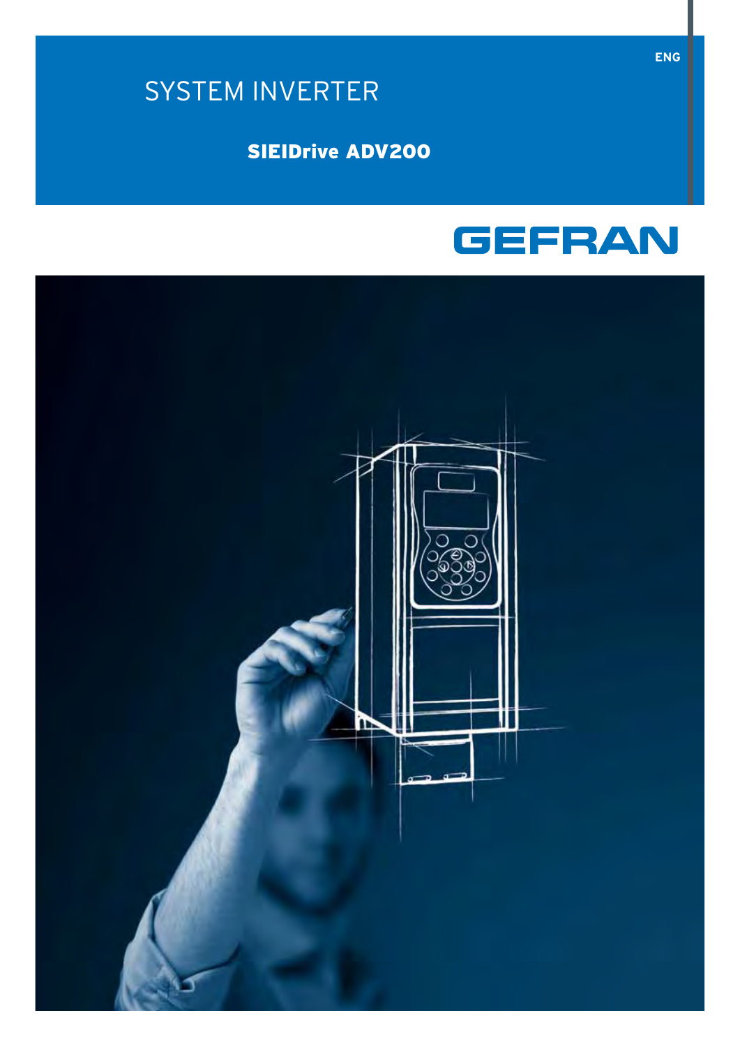ENG

# SYSTEM INVERTER

## SIEIDrive ADV200

GEFRAN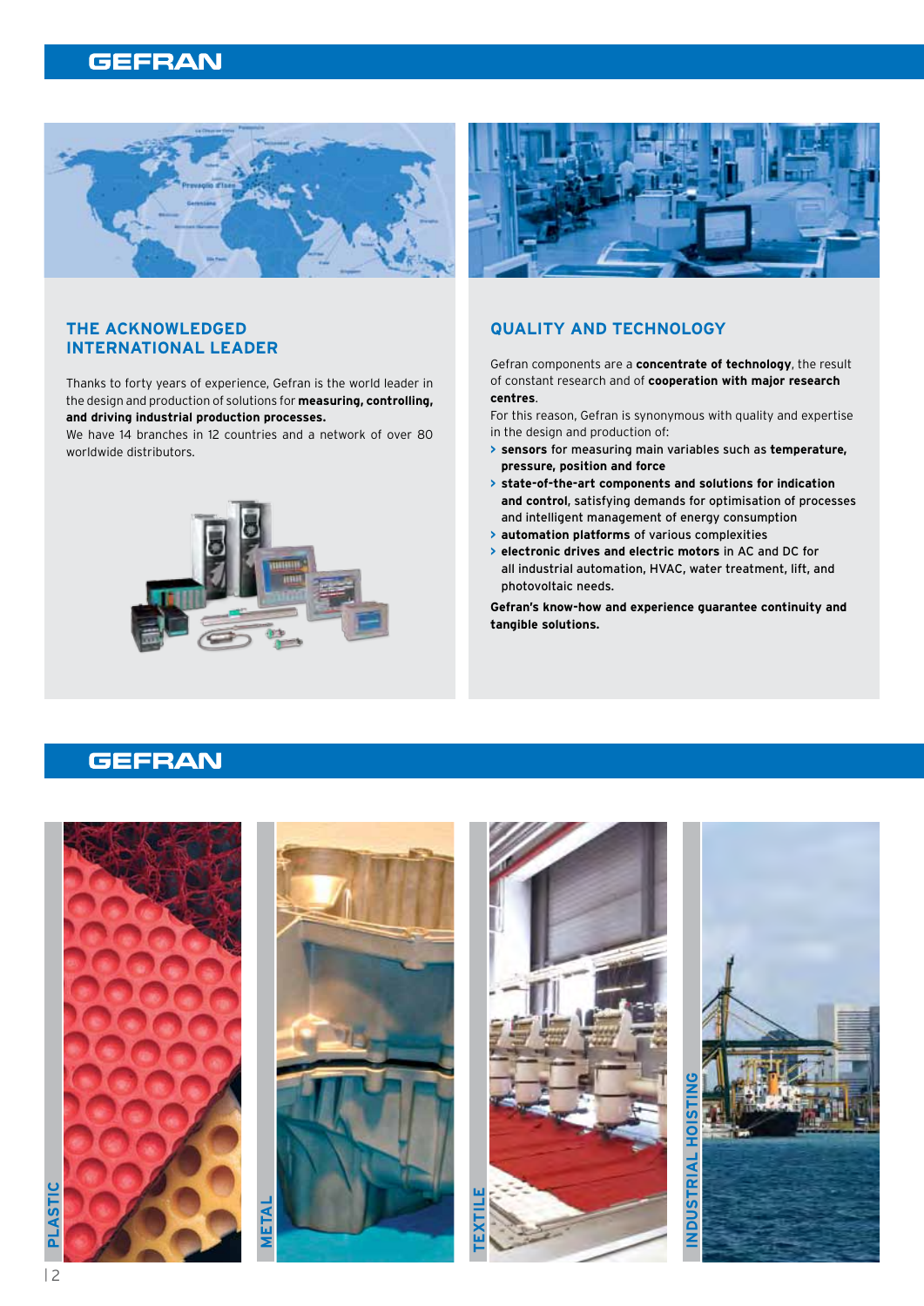# GEFRAN

## THE ACKNOWLEDGED INTERNATIONAL LEADER

Thanks to forty years of experience, Gefran is the world leader in the design and production of solutions for **measuring, controlling, and driving industrial production processes.**
We have 14 branches in 12 countries and a network of over 80 worldwide distributors.

## QUALITY AND TECHNOLOGY

Gefran components are a **concentrate of technology**, the result of constant research and of **cooperation with major research centres**.
For this reason, Gefran is synonymous with quality and expertise in the design and production of:

- **sensors** for measuring main variables such as **temperature, pressure, position and force**
- **state-of-the-art components and solutions for indication and control**, satisfying demands for optimisation of processes and intelligent management of energy consumption
- **automation platforms** of various complexities
- **electronic drives and electric motors** in AC and DC for all industrial automation, HVAC, water treatment, lift, and photovoltaic needs.

**Gefran's know-how and experience guarantee continuity and tangible solutions.**

# GEFRAN

PLASTIC

METAL

TEXTILE

INDUSTRIAL HOISTING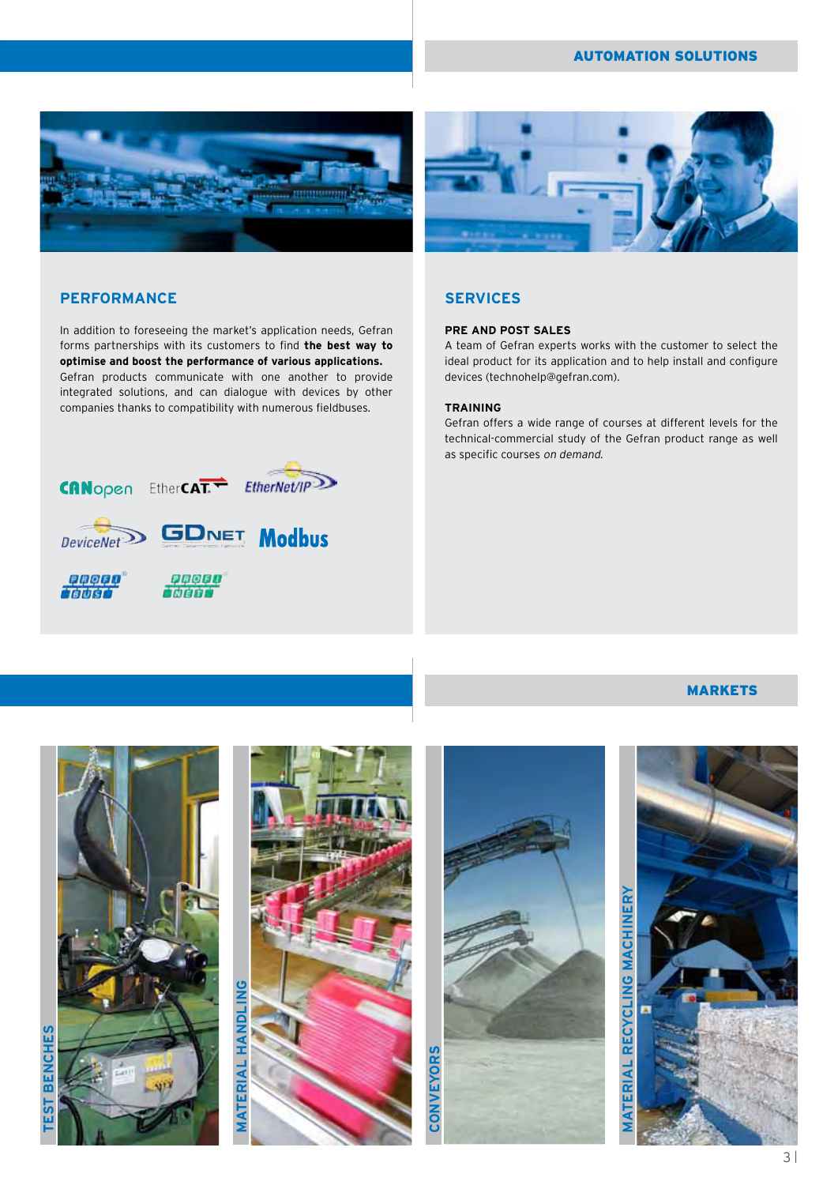## AUTOMATION SOLUTIONS

### PERFORMANCE

In addition to foreseeing the market's application needs, Gefran forms partnerships with its customers to find **the best way to optimise and boost the performance of various applications.** Gefran products communicate with one another to provide integrated solutions, and can dialogue with devices by other companies thanks to compatibility with numerous fieldbuses.

CANopen EtherCAT EtherNet/IP DeviceNet GDNET Modbus PROFIBUS PROFINET

### SERVICES

**PRE AND POST SALES**

A team of Gefran experts works with the customer to select the ideal product for its application and to help install and configure devices (technohelp@gefran.com).

**TRAINING**

Gefran offers a wide range of courses at different levels for the technical-commercial study of the Gefran product range as well as specific courses *on demand.*

## MARKETS

TEST BENCHES

MATERIAL HANDLING

CONVEYORS

MATERIAL RECYCLING MACHINERY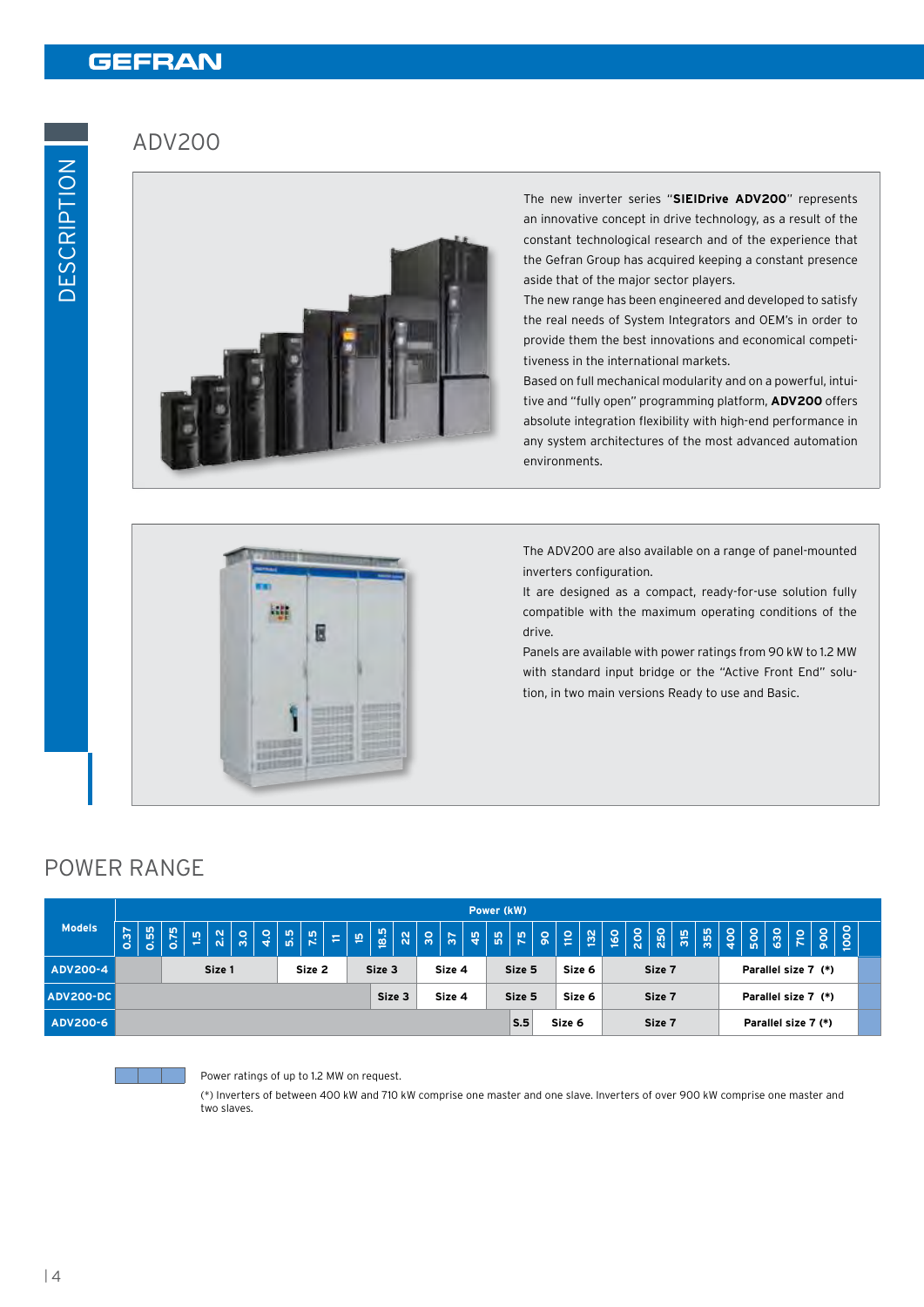# ADV200

The new inverter series "**SIEIDrive ADV200**" represents an innovative concept in drive technology, as a result of the constant technological research and of the experience that the Gefran Group has acquired keeping a constant presence aside that of the major sector players.

The new range has been engineered and developed to satisfy the real needs of System Integrators and OEM's in order to provide them the best innovations and economical competitiveness in the international markets.

Based on full mechanical modularity and on a powerful, intuitive and "fully open" programming platform, **ADV200** offers absolute integration flexibility with high-end performance in any system architectures of the most advanced automation environments.

The ADV200 are also available on a range of panel-mounted inverters configuration.

It are designed as a compact, ready-for-use solution fully compatible with the maximum operating conditions of the drive.

Panels are available with power ratings from 90 kW to 1.2 MW with standard input bridge or the "Active Front End" solution, in two main versions Ready to use and Basic.

## POWER RANGE

| Models | Power (kW) | | | | | | | | | | | | | | | | | | | | | | | | | | | | | | | |
|---|---|---|---|---|---|---|---|---|---|---|---|---|---|---|---|---|---|---|---|---|---|---|---|---|---|---|---|---|---|---|---|---|
| | 0.37 | 0.55 | 0.75 | 1.5 | 2.2 | 3.0 | 4.0 | 5.5 | 7.5 | 11 | 15 | 18.5 | 22 | 30 | 37 | 45 | 55 | 75 | 90 | 110 | 132 | 160 | 200 | 250 | 315 | 355 | 400 | 500 | 630 | 710 | 900 | 1000 | |
| ADV200-4 | | | Size 1 | | | | | Size 2 | | | Size 3 | | | Size 4 | | | Size 5 | | | Size 6 | | Size 7 | | | | | Parallel size 7 (*) | | | | | | |
| ADV200-DC | | | | | | | | | | | | Size 3 | | Size 4 | | | Size 5 | | | Size 6 | | Size 7 | | | | | Parallel size 7 (*) | | | | | | |
| ADV200-6 | | | | | | | | | | | | | | | | | | S.5 | Size 6 | | | Size 7 | | | | | Parallel size 7 (*) | | | | | | |

Power ratings of up to 1.2 MW on request.

(*) Inverters of between 400 kW and 710 kW comprise one master and one slave. Inverters of over 900 kW comprise one master and two slaves.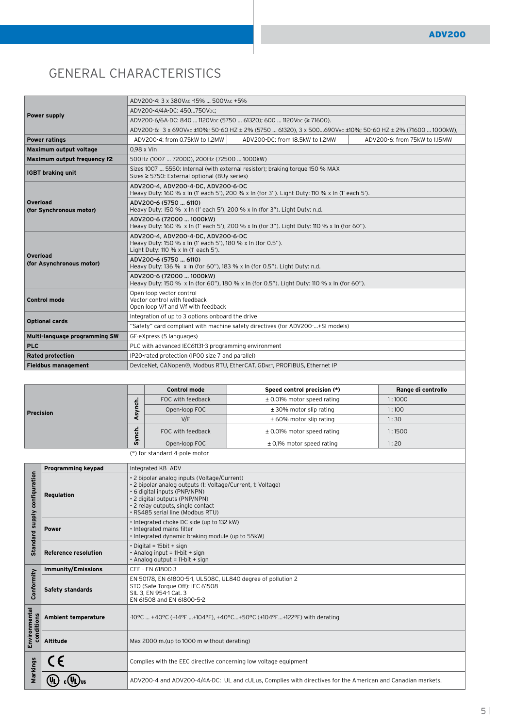# GENERAL CHARACTERISTICS

| | | | |
|---|---|---|---|
| **Power supply** | ADV200-4: 3 x 380VAC -15% ... 500VAC +5% | | |
| | ADV200-4/4A-DC: 450...750VDC; | | |
| | ADV200-6/6A-DC: 840 ... 1120VDC (5750 ... 61320); 600 ... 1120VDC (≥ 71600). | | |
| | ADV200-6: 3 x 690VAC ±10%; 50-60 HZ ± 2% (5750 ... 61320), 3 x 500...690VAC ±10%; 50-60 HZ ± 2% (71600 ... 1000kW), | | |
| **Power ratings** | ADV200-4: from 0.75kW to 1.2MW | ADV200-DC: from 18.5kW to 1.2MW | ADV200-6: from 75kW to 1.15MW |
| **Maximum output voltage** | 0,98 x Vin | | |
| **Maximum output frequency f2** | 500Hz (1007 ... 72000), 200Hz (72500 ... 1000kW) | | |
| **IGBT braking unit** | Sizes 1007 ... 5550: Internal (with external resistor); braking torque 150 % MAX<br>Sizes ≥ 5750: External optional (BUy series) | | |
| **Overload (for Synchronous motor)** | ADV200-4, ADV200-4-DC, ADV200-6-DC<br>Heavy Duty: 160 % x In (1' each 5'), 200 % x In (for 3"). Light Duty: 110 % x In (1' each 5'). | | |
| | ADV200-6 (5750 ... 6110)<br>Heavy Duty: 150 % x In (1' each 5'), 200 % x In (for 3"). Light Duty: n.d. | | |
| | ADV200-6 (72000 ... 1000kW)<br>Heavy Duty: 160 % x In (1' each 5'), 200 % x In (for 3"). Light Duty: 110 % x In (for 60"). | | |
| **Overload (for Asynchronous motor)** | ADV200-4, ADV200-4-DC, ADV200-6-DC<br>Heavy Duty: 150 % x In (1' each 5'), 180 % x In (for 0.5").<br>Light Duty: 110 % x In (1' each 5'). | | |
| | ADV200-6 (5750 ... 6110)<br>Heavy Duty: 136 % x In (for 60"), 183 % x In (for 0.5"). Light Duty: n.d. | | |
| | ADV200-6 (72000 ... 1000kW)<br>Heavy Duty: 150 % x In (for 60"), 180 % x In (for 0.5"). Light Duty: 110 % x In (for 60"). | | |
| **Control mode** | Open-loop vector control<br>Vector control with feedback<br>Open loop V/f and V/f with feedback | | |
| **Optional cards** | Integration of up to 3 options onboard the drive | | |
| | "Safety" card compliant with machine safety directives (for ADV200-...+SI models) | | |
| **Multi-language programming SW** | GF-eXpress (5 languages) | | |
| **PLC** | PLC with advanced IEC61131-3 programming environment | | |
| **Rated protection** | IP20-rated protection (IP00 size 7 and parallel) | | |
| **Fieldbus management** | DeviceNet, CANopen®, Modbus RTU, EtherCAT, GDNET, PROFIBUS, Ethernet IP | | |

| | | Control mode | Speed control precision (*) | Range di controllo |
|---|---|---|---|---|
| **Precision** | Asynch. | FOC with feedback | ± 0.01% motor speed rating | 1 : 1000 |
| | | Open-loop FOC | ± 30% motor slip rating | 1 : 100 |
| | | V/F | ± 60% motor slip rating | 1 : 30 |
| | Synch. | FOC with feedback | ± 0.01% motor speed rating | 1 : 1500 |
| | | Open-loop FOC | ± 0,1% motor speed rating | 1 : 20 |

(*) for standard 4-pole motor

| | | |
|---|---|---|
| **Standard supply configuration** | **Programming keypad** | Integrated KB_ADV |
| | **Regulation** | • 2 bipolar analog inputs (Voltage/Current)<br>• 2 bipolar analog outputs (1: Voltage/Current, 1: Voltage)<br>• 6 digital inputs (PNP/NPN)<br>• 2 digital outputs (PNP/NPN)<br>• 2 relay outputs, single contact<br>• RS485 serial line (Modbus RTU) |
| | **Power** | • Integrated choke DC side (up to 132 kW)<br>• Integrated mains filter<br>• Integrated dynamic braking module (up to 55kW) |
| | **Reference resolution** | • Digital = 15bit + sign<br>• Analog input = 11-bit + sign<br>• Analog output = 11-bit + sign |
| **Conformity** | **Immunity/Emissions** | CEE - EN 61800-3 |
| | **Safety standards** | EN 50178, EN 61800-5-1, UL508C, UL840 degree of pollution 2<br>STO (Safe Torque Off): IEC 61508<br>SIL 3, EN 954-1 Cat. 3<br>EN 61508 and EN 61800-5-2 |
| **Environmental conditions** | **Ambient temperature** | -10°C ... +40°C (+14°F ...+104°F), +40°C...+50°C (+104°F...+122°F) with derating |
| | **Altitude** | Max 2000 m.(up to 1000 m without derating) |
| **Markings** | CE | Complies with the EEC directive concerning low voltage equipment |
| | UL cULus | ADV200-4 and ADV200-4/4A-DC: UL and cULus, Complies with directives for the American and Canadian markets. |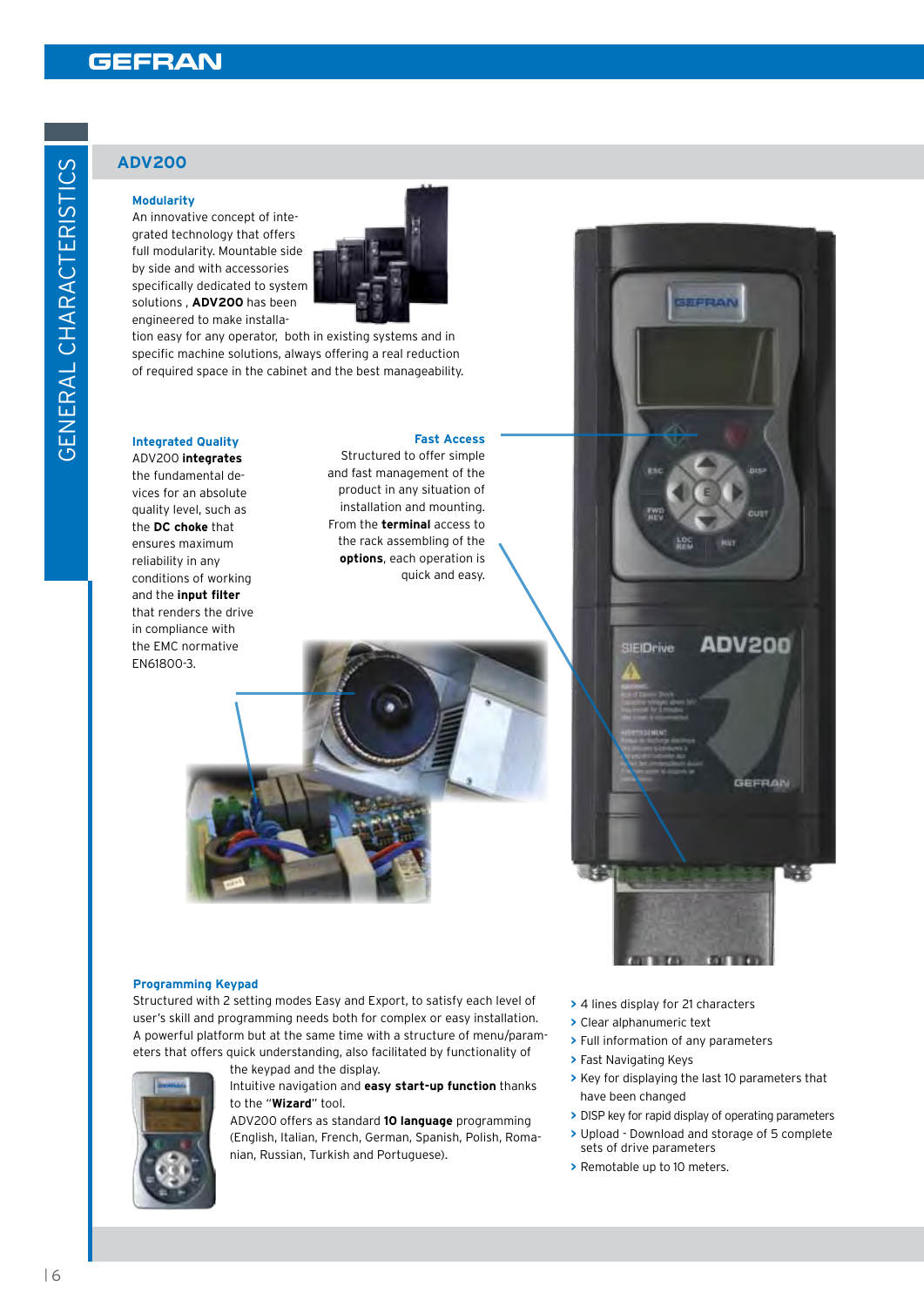## ADV200

### Modularity

An innovative concept of integrated technology that offers full modularity. Mountable side by side and with accessories specifically dedicated to system solutions , **ADV200** has been engineered to make installation easy for any operator, both in existing systems and in specific machine solutions, always offering a real reduction of required space in the cabinet and the best manageability.

### Integrated Quality

ADV200 **integrates** the fundamental devices for an absolute quality level, such as the **DC choke** that ensures maximum reliability in any conditions of working and the **input filter** that renders the drive in compliance with the EMC normative EN61800-3.

### Fast Access

Structured to offer simple and fast management of the product in any situation of installation and mounting. From the **terminal** access to the rack assembling of the **options**, each operation is quick and easy.

### Programming Keypad

Structured with 2 setting modes Easy and Export, to satisfy each level of user's skill and programming needs both for complex or easy installation. A powerful platform but at the same time with a structure of menu/parameters that offers quick understanding, also facilitated by functionality of the keypad and the display.

Intuitive navigation and **easy start-up function** thanks to the "**Wizard**" tool.

ADV200 offers as standard **10 language** programming (English, Italian, French, German, Spanish, Polish, Romanian, Russian, Turkish and Portuguese).

- 4 lines display for 21 characters
- Clear alphanumeric text
- Full information of any parameters
- Fast Navigating Keys
- Key for displaying the last 10 parameters that have been changed
- DISP key for rapid display of operating parameters
- Upload - Download and storage of 5 complete sets of drive parameters
- Remotable up to 10 meters.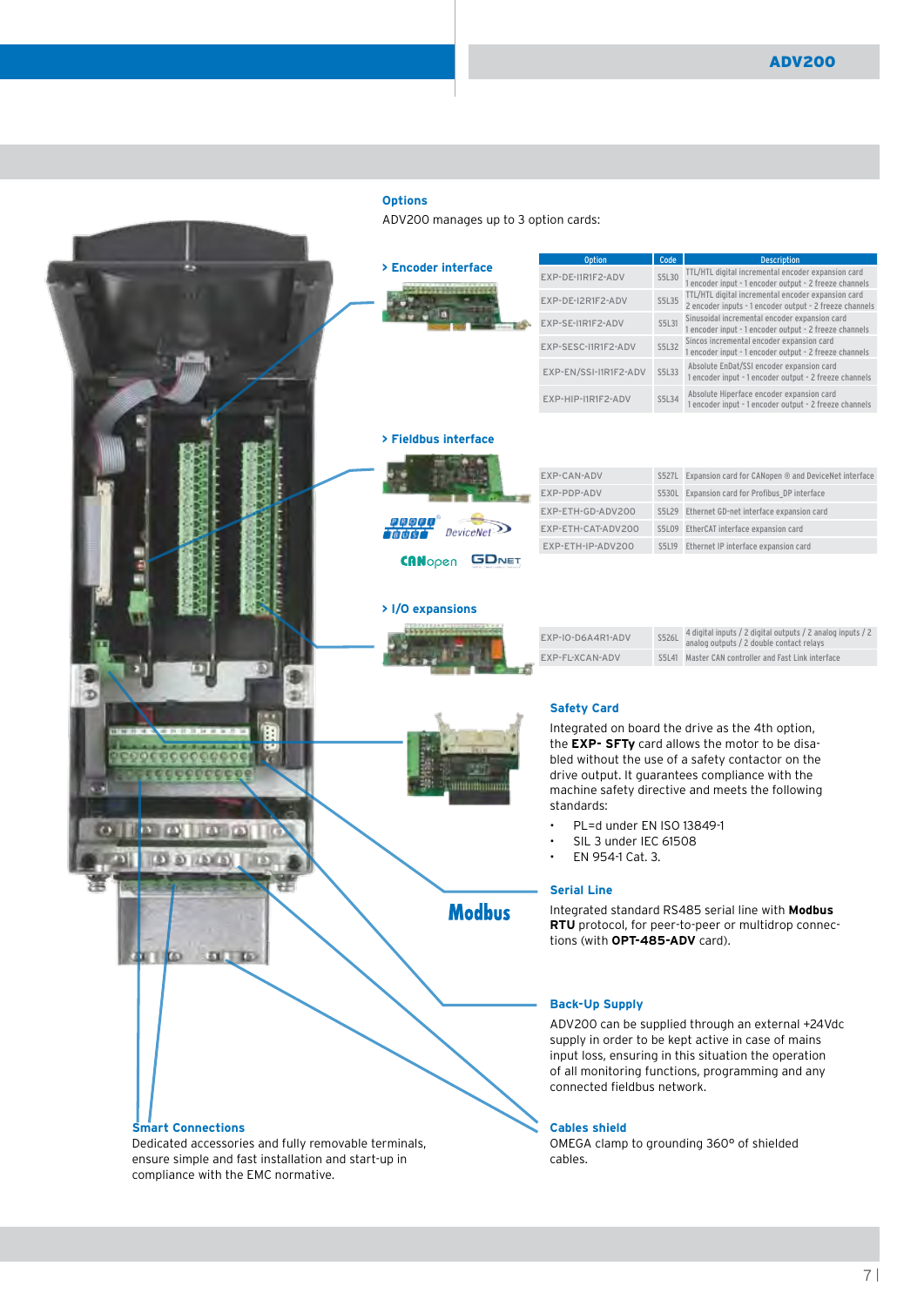## Options

ADV200 manages up to 3 option cards:

### > Encoder interface

| Option | Code | Description |
|---|---|---|
| EXP-DE-I1R1F2-ADV | S5L30 | TTL/HTL digital incremental encoder expansion card 1 encoder input - 1 encoder output - 2 freeze channels |
| EXP-DE-I2R1F2-ADV | S5L35 | TTL/HTL digital incremental encoder expansion card 2 encoder inputs - 1 encoder output - 2 freeze channels |
| EXP-SE-I1R1F2-ADV | S5L31 | Sinusoidal incremental encoder expansion card 1 encoder input - 1 encoder output - 2 freeze channels |
| EXP-SESC-I1R1F2-ADV | S5L32 | Sincos incremental encoder expansion card 1 encoder input - 1 encoder output - 2 freeze channels |
| EXP-EN/SSI-I1R1F2-ADV | S5L33 | Absolute EnDat/SSI encoder expansion card 1 encoder input - 1 encoder output - 2 freeze channels |
| EXP-HIP-I1R1F2-ADV | S5L34 | Absolute Hiperface encoder expansion card 1 encoder input - 1 encoder output - 2 freeze channels |

### > Fieldbus interface

| Option | Code | Description |
|---|---|---|
| EXP-CAN-ADV | S527L | Expansion card for CANopen ® and DeviceNet interface |
| EXP-PDP-ADV | S530L | Expansion card for Profibus_DP interface |
| EXP-ETH-GD-ADV200 | S5L29 | Ethernet GD-net interface expansion card |
| EXP-ETH-CAT-ADV200 | S5L09 | EtherCAT interface expansion card |
| EXP-ETH-IP-ADV200 | S5L19 | Ethernet IP interface expansion card |

### > I/O expansions

| Option | Code | Description |
|---|---|---|
| EXP-IO-D6A4R1-ADV | S526L | 4 digital inputs / 2 digital outputs / 2 analog inputs / 2 analog outputs / 2 double contact relays |
| EXP-FL-XCAN-ADV | S5L41 | Master CAN controller and Fast Link interface |

### Safety Card

Integrated on board the drive as the 4th option, the **EXP- SFTy** card allows the motor to be disabled without the use of a safety contactor on the drive output. It guarantees compliance with the machine safety directive and meets the following standards:

- PL=d under EN ISO 13849-1
- SIL 3 under IEC 61508
- EN 954-1 Cat. 3.

### Serial Line

Integrated standard RS485 serial line with **Modbus RTU** protocol, for peer-to-peer or multidrop connections (with **OPT-485-ADV** card).

### Back-Up Supply

ADV200 can be supplied through an external +24Vdc supply in order to be kept active in case of mains input loss, ensuring in this situation the operation of all monitoring functions, programming and any connected fieldbus network.

### Smart Connections

Dedicated accessories and fully removable terminals, ensure simple and fast installation and start-up in compliance with the EMC normative.

### Cables shield

OMEGA clamp to grounding 360° of shielded cables.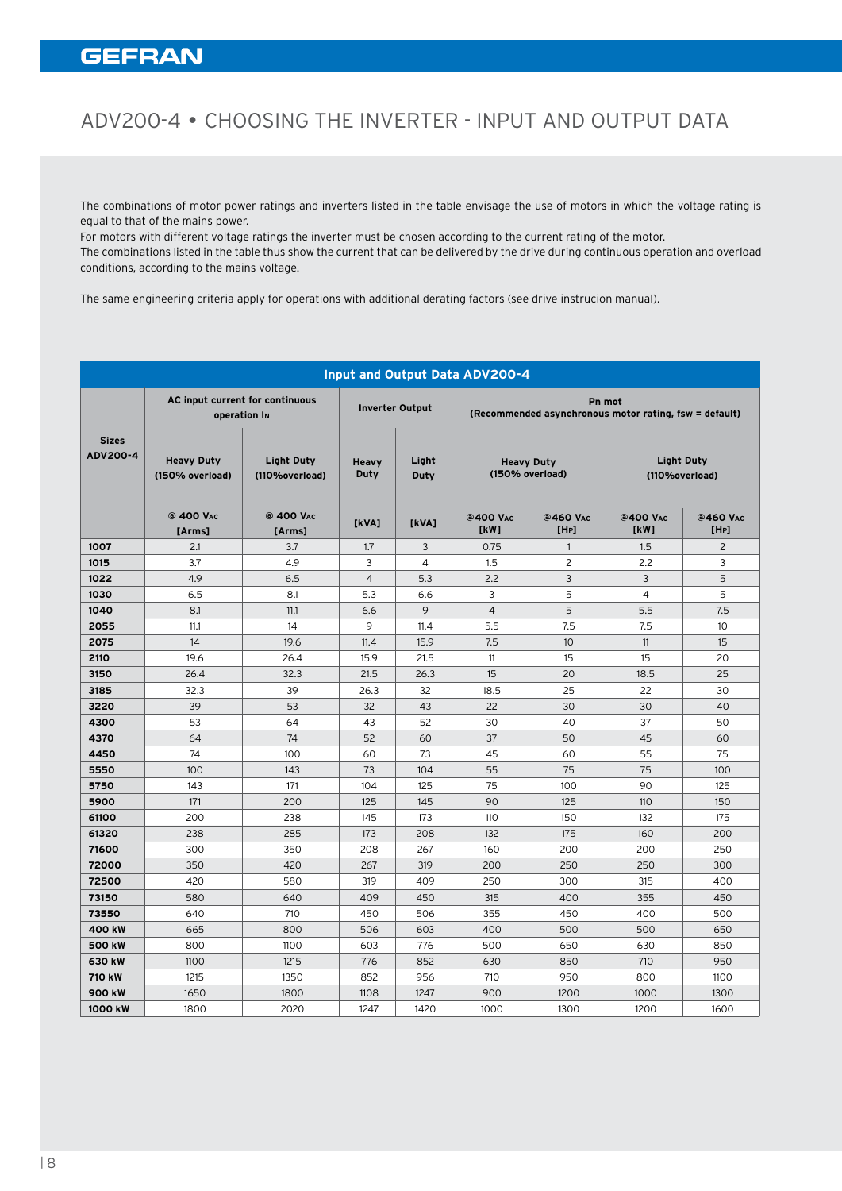# ADV200-4 • CHOOSING THE INVERTER - INPUT AND OUTPUT DATA

The combinations of motor power ratings and inverters listed in the table envisage the use of motors in which the voltage rating is equal to that of the mains power.
For motors with different voltage ratings the inverter must be chosen according to the current rating of the motor.
The combinations listed in the table thus show the current that can be delivered by the drive during continuous operation and overload conditions, according to the mains voltage.

The same engineering criteria apply for operations with additional derating factors (see drive instrucion manual).

**Input and Output Data ADV200-4**

| Sizes ADV200-4 | AC input current for continuous operation In | | Inverter Output | | Pn mot (Recommended asynchronous motor rating, fsw = default) | | | |
|---|---|---|---|---|---|---|---|---|
| | Heavy Duty (150% overload) | Light Duty (110%overload) | Heavy Duty | Light Duty | Heavy Duty (150% overload) | | Light Duty (110%overload) | |
| | @ 400 VAC [Arms] | @ 400 VAC [Arms] | [kVA] | [kVA] | @400 VAC [kW] | @460 VAC [HP] | @400 VAC [kW] | @460 VAC [HP] |
| **1007** | 2.1 | 3.7 | 1.7 | 3 | 0.75 | 1 | 1.5 | 2 |
| **1015** | 3.7 | 4.9 | 3 | 4 | 1.5 | 2 | 2.2 | 3 |
| **1022** | 4.9 | 6.5 | 4 | 5.3 | 2.2 | 3 | 3 | 5 |
| **1030** | 6.5 | 8.1 | 5.3 | 6.6 | 3 | 5 | 4 | 5 |
| **1040** | 8.1 | 11.1 | 6.6 | 9 | 4 | 5 | 5.5 | 7.5 |
| **2055** | 11.1 | 14 | 9 | 11.4 | 5.5 | 7.5 | 7.5 | 10 |
| **2075** | 14 | 19.6 | 11.4 | 15.9 | 7.5 | 10 | 11 | 15 |
| **2110** | 19.6 | 26.4 | 15.9 | 21.5 | 11 | 15 | 15 | 20 |
| **3150** | 26.4 | 32.3 | 21.5 | 26.3 | 15 | 20 | 18.5 | 25 |
| **3185** | 32.3 | 39 | 26.3 | 32 | 18.5 | 25 | 22 | 30 |
| **3220** | 39 | 53 | 32 | 43 | 22 | 30 | 30 | 40 |
| **4300** | 53 | 64 | 43 | 52 | 30 | 40 | 37 | 50 |
| **4370** | 64 | 74 | 52 | 60 | 37 | 50 | 45 | 60 |
| **4450** | 74 | 100 | 60 | 73 | 45 | 60 | 55 | 75 |
| **5550** | 100 | 143 | 73 | 104 | 55 | 75 | 75 | 100 |
| **5750** | 143 | 171 | 104 | 125 | 75 | 100 | 90 | 125 |
| **5900** | 171 | 200 | 125 | 145 | 90 | 125 | 110 | 150 |
| **61100** | 200 | 238 | 145 | 173 | 110 | 150 | 132 | 175 |
| **61320** | 238 | 285 | 173 | 208 | 132 | 175 | 160 | 200 |
| **71600** | 300 | 350 | 208 | 267 | 160 | 200 | 200 | 250 |
| **72000** | 350 | 420 | 267 | 319 | 200 | 250 | 250 | 300 |
| **72500** | 420 | 580 | 319 | 409 | 250 | 300 | 315 | 400 |
| **73150** | 580 | 640 | 409 | 450 | 315 | 400 | 355 | 450 |
| **73550** | 640 | 710 | 450 | 506 | 355 | 450 | 400 | 500 |
| **400 kW** | 665 | 800 | 506 | 603 | 400 | 500 | 500 | 650 |
| **500 kW** | 800 | 1100 | 603 | 776 | 500 | 650 | 630 | 850 |
| **630 kW** | 1100 | 1215 | 776 | 852 | 630 | 850 | 710 | 950 |
| **710 kW** | 1215 | 1350 | 852 | 956 | 710 | 950 | 800 | 1100 |
| **900 kW** | 1650 | 1800 | 1108 | 1247 | 900 | 1200 | 1000 | 1300 |
| **1000 kW** | 1800 | 2020 | 1247 | 1420 | 1000 | 1300 | 1200 | 1600 |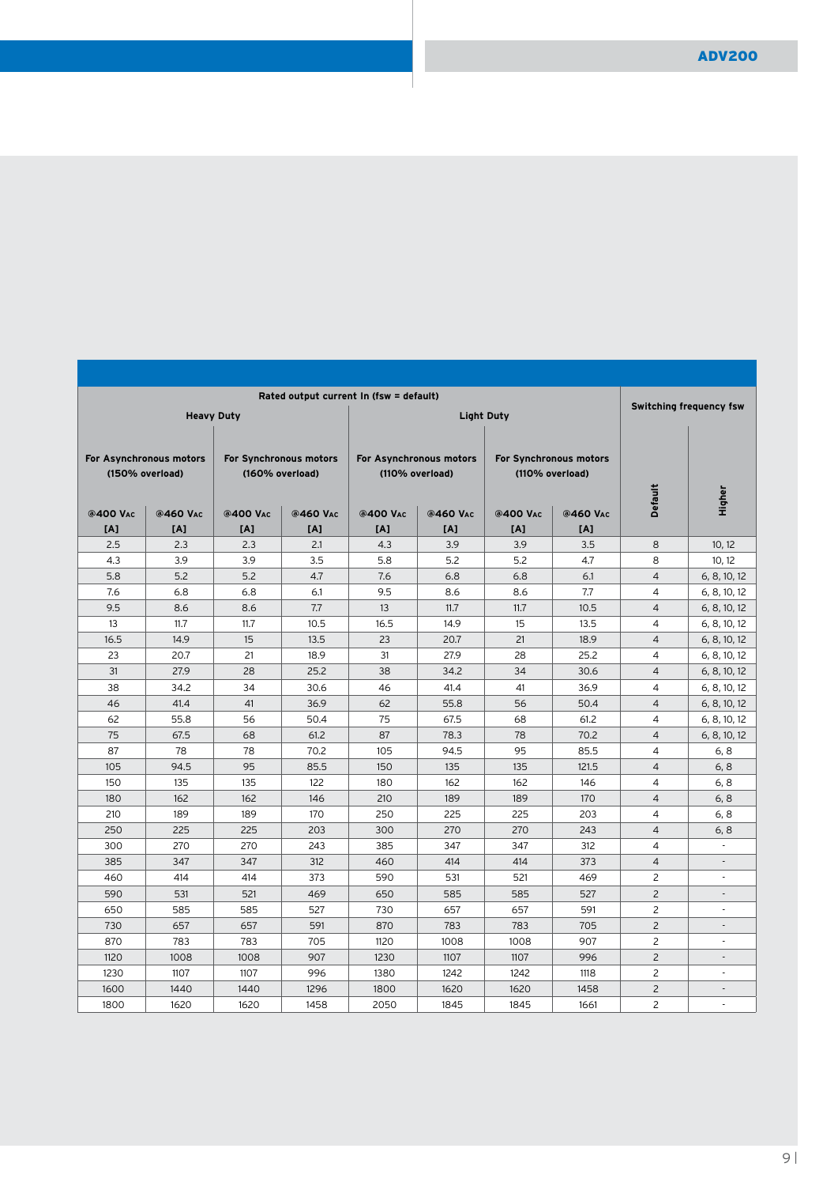| Rated output current In (fsw = default) | | | | | | | | Switching frequency fsw | |
|---|---|---|---|---|---|---|---|---|---|
| Heavy Duty | | | | Light Duty | | | | | |
| For Asynchronous motors (150% overload) | | For Synchronous motors (160% overload) | | For Asynchronous motors (110% overload) | | For Synchronous motors (110% overload) | | | |
| @400 Vac [A] | @460 Vac [A] | @400 Vac [A] | @460 Vac [A] | @400 Vac [A] | @460 Vac [A] | @400 Vac [A] | @460 Vac [A] | Default | Higher |
| 2.5 | 2.3 | 2.3 | 2.1 | 4.3 | 3.9 | 3.9 | 3.5 | 8 | 10, 12 |
| 4.3 | 3.9 | 3.9 | 3.5 | 5.8 | 5.2 | 5.2 | 4.7 | 8 | 10, 12 |
| 5.8 | 5.2 | 5.2 | 4.7 | 7.6 | 6.8 | 6.8 | 6.1 | 4 | 6, 8, 10, 12 |
| 7.6 | 6.8 | 6.8 | 6.1 | 9.5 | 8.6 | 8.6 | 7.7 | 4 | 6, 8, 10, 12 |
| 9.5 | 8.6 | 8.6 | 7.7 | 13 | 11.7 | 11.7 | 10.5 | 4 | 6, 8, 10, 12 |
| 13 | 11.7 | 11.7 | 10.5 | 16.5 | 14.9 | 15 | 13.5 | 4 | 6, 8, 10, 12 |
| 16.5 | 14.9 | 15 | 13.5 | 23 | 20.7 | 21 | 18.9 | 4 | 6, 8, 10, 12 |
| 23 | 20.7 | 21 | 18.9 | 31 | 27.9 | 28 | 25.2 | 4 | 6, 8, 10, 12 |
| 31 | 27.9 | 28 | 25.2 | 38 | 34.2 | 34 | 30.6 | 4 | 6, 8, 10, 12 |
| 38 | 34.2 | 34 | 30.6 | 46 | 41.4 | 41 | 36.9 | 4 | 6, 8, 10, 12 |
| 46 | 41.4 | 41 | 36.9 | 62 | 55.8 | 56 | 50.4 | 4 | 6, 8, 10, 12 |
| 62 | 55.8 | 56 | 50.4 | 75 | 67.5 | 68 | 61.2 | 4 | 6, 8, 10, 12 |
| 75 | 67.5 | 68 | 61.2 | 87 | 78.3 | 78 | 70.2 | 4 | 6, 8, 10, 12 |
| 87 | 78 | 78 | 70.2 | 105 | 94.5 | 95 | 85.5 | 4 | 6, 8 |
| 105 | 94.5 | 95 | 85.5 | 150 | 135 | 135 | 121.5 | 4 | 6, 8 |
| 150 | 135 | 135 | 122 | 180 | 162 | 162 | 146 | 4 | 6, 8 |
| 180 | 162 | 162 | 146 | 210 | 189 | 189 | 170 | 4 | 6, 8 |
| 210 | 189 | 189 | 170 | 250 | 225 | 225 | 203 | 4 | 6, 8 |
| 250 | 225 | 225 | 203 | 300 | 270 | 270 | 243 | 4 | 6, 8 |
| 300 | 270 | 270 | 243 | 385 | 347 | 347 | 312 | 4 | - |
| 385 | 347 | 347 | 312 | 460 | 414 | 414 | 373 | 4 | - |
| 460 | 414 | 414 | 373 | 590 | 531 | 521 | 469 | 2 | - |
| 590 | 531 | 521 | 469 | 650 | 585 | 585 | 527 | 2 | - |
| 650 | 585 | 585 | 527 | 730 | 657 | 657 | 591 | 2 | - |
| 730 | 657 | 657 | 591 | 870 | 783 | 783 | 705 | 2 | - |
| 870 | 783 | 783 | 705 | 1120 | 1008 | 1008 | 907 | 2 | - |
| 1120 | 1008 | 1008 | 907 | 1230 | 1107 | 1107 | 996 | 2 | - |
| 1230 | 1107 | 1107 | 996 | 1380 | 1242 | 1242 | 1118 | 2 | - |
| 1600 | 1440 | 1440 | 1296 | 1800 | 1620 | 1620 | 1458 | 2 | - |
| 1800 | 1620 | 1620 | 1458 | 2050 | 1845 | 1845 | 1661 | 2 | - |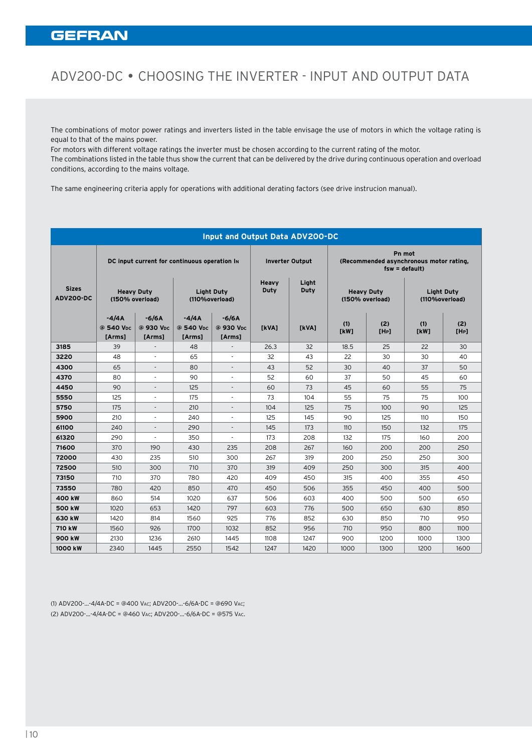# ADV200-DC • CHOOSING THE INVERTER - INPUT AND OUTPUT DATA

The combinations of motor power ratings and inverters listed in the table envisage the use of motors in which the voltage rating is equal to that of the mains power.
For motors with different voltage ratings the inverter must be chosen according to the current rating of the motor.
The combinations listed in the table thus show the current that can be delivered by the drive during continuous operation and overload conditions, according to the mains voltage.

The same engineering criteria apply for operations with additional derating factors (see drive instrucion manual).

**Input and Output Data ADV200-DC**

| Sizes ADV200-DC | DC input current for continuous operation $I_N$ | | | | Inverter Output | | Pn mot (Recommended asynchronous motor rating, fsw = default) | | | |
|---|---|---|---|---|---|---|---|---|---|---|
| | Heavy Duty (150% overload) | | Light Duty (110%overload) | | Heavy Duty | Light Duty | Heavy Duty (150% overload) | | Light Duty (110%overload) | |
| | -4/4A @ 540 VDC [Arms] | -6/6A @ 930 VDC [Arms] | -4/4A @ 540 VDC [Arms] | -6/6A @ 930 VDC [Arms] | [kVA] | [kVA] | (1) [kW] | (2) [HP] | (1) [kW] | (2) [HP] |
| **3185** | 39 | - | 48 | - | 26.3 | 32 | 18.5 | 25 | 22 | 30 |
| **3220** | 48 | - | 65 | - | 32 | 43 | 22 | 30 | 30 | 40 |
| **4300** | 65 | - | 80 | - | 43 | 52 | 30 | 40 | 37 | 50 |
| **4370** | 80 | - | 90 | - | 52 | 60 | 37 | 50 | 45 | 60 |
| **4450** | 90 | - | 125 | - | 60 | 73 | 45 | 60 | 55 | 75 |
| **5550** | 125 | - | 175 | - | 73 | 104 | 55 | 75 | 75 | 100 |
| **5750** | 175 | - | 210 | - | 104 | 125 | 75 | 100 | 90 | 125 |
| **5900** | 210 | - | 240 | - | 125 | 145 | 90 | 125 | 110 | 150 |
| **61100** | 240 | - | 290 | - | 145 | 173 | 110 | 150 | 132 | 175 |
| **61320** | 290 | - | 350 | - | 173 | 208 | 132 | 175 | 160 | 200 |
| **71600** | 370 | 190 | 430 | 235 | 208 | 267 | 160 | 200 | 200 | 250 |
| **72000** | 430 | 235 | 510 | 300 | 267 | 319 | 200 | 250 | 250 | 300 |
| **72500** | 510 | 300 | 710 | 370 | 319 | 409 | 250 | 300 | 315 | 400 |
| **73150** | 710 | 370 | 780 | 420 | 409 | 450 | 315 | 400 | 355 | 450 |
| **73550** | 780 | 420 | 850 | 470 | 450 | 506 | 355 | 450 | 400 | 500 |
| **400 kW** | 860 | 514 | 1020 | 637 | 506 | 603 | 400 | 500 | 500 | 650 |
| **500 kW** | 1020 | 653 | 1420 | 797 | 603 | 776 | 500 | 650 | 630 | 850 |
| **630 kW** | 1420 | 814 | 1560 | 925 | 776 | 852 | 630 | 850 | 710 | 950 |
| **710 kW** | 1560 | 926 | 1700 | 1032 | 852 | 956 | 710 | 950 | 800 | 1100 |
| **900 kW** | 2130 | 1236 | 2610 | 1445 | 1108 | 1247 | 900 | 1200 | 1000 | 1300 |
| **1000 kW** | 2340 | 1445 | 2550 | 1542 | 1247 | 1420 | 1000 | 1300 | 1200 | 1600 |

(1) ADV200-...-4/4A-DC = @400 VAC; ADV200-...-6/6A-DC = @690 VAC;
(2) ADV200-...-4/4A-DC = @460 VAC; ADV200-...-6/6A-DC = @575 VAC.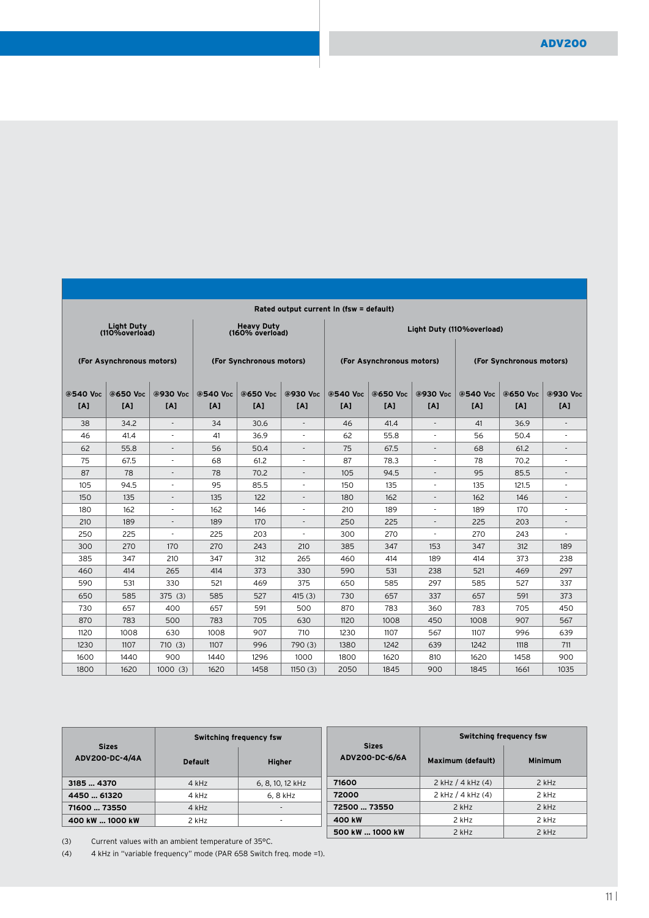| Rated output current In (fsw = default) | | | | | | | | | | | |
|---|---|---|---|---|---|---|---|---|---|---|---|
| Light Duty (110%overload) | | | Heavy Duty (160% overload) | | | Light Duty (110%overload) | | | | | |
| (For Asynchronous motors) | | | (For Synchronous motors) | | | (For Asynchronous motors) | | | (For Synchronous motors) | | |
| @540 VDC [A] | @650 VDC [A] | @930 VDC [A] | @540 VDC [A] | @650 VDC [A] | @930 VDC [A] | @540 VDC [A] | @650 VDC [A] | @930 VDC [A] | @540 VDC [A] | @650 VDC [A] | @930 VDC [A] |
| 38 | 34.2 | - | 34 | 30.6 | - | 46 | 41.4 | - | 41 | 36.9 | - |
| 46 | 41.4 | - | 41 | 36.9 | - | 62 | 55.8 | - | 56 | 50.4 | - |
| 62 | 55.8 | - | 56 | 50.4 | - | 75 | 67.5 | - | 68 | 61.2 | - |
| 75 | 67.5 | - | 68 | 61.2 | - | 87 | 78.3 | - | 78 | 70.2 | - |
| 87 | 78 | - | 78 | 70.2 | - | 105 | 94.5 | - | 95 | 85.5 | - |
| 105 | 94.5 | - | 95 | 85.5 | - | 150 | 135 | - | 135 | 121.5 | - |
| 150 | 135 | - | 135 | 122 | - | 180 | 162 | - | 162 | 146 | - |
| 180 | 162 | - | 162 | 146 | - | 210 | 189 | - | 189 | 170 | - |
| 210 | 189 | - | 189 | 170 | - | 250 | 225 | - | 225 | 203 | - |
| 250 | 225 | - | 225 | 203 | - | 300 | 270 | - | 270 | 243 | - |
| 300 | 270 | 170 | 270 | 243 | 210 | 385 | 347 | 153 | 347 | 312 | 189 |
| 385 | 347 | 210 | 347 | 312 | 265 | 460 | 414 | 189 | 414 | 373 | 238 |
| 460 | 414 | 265 | 414 | 373 | 330 | 590 | 531 | 238 | 521 | 469 | 297 |
| 590 | 531 | 330 | 521 | 469 | 375 | 650 | 585 | 297 | 585 | 527 | 337 |
| 650 | 585 | 375 (3) | 585 | 527 | 415 (3) | 730 | 657 | 337 | 657 | 591 | 373 |
| 730 | 657 | 400 | 657 | 591 | 500 | 870 | 783 | 360 | 783 | 705 | 450 |
| 870 | 783 | 500 | 783 | 705 | 630 | 1120 | 1008 | 450 | 1008 | 907 | 567 |
| 1120 | 1008 | 630 | 1008 | 907 | 710 | 1230 | 1107 | 567 | 1107 | 996 | 639 |
| 1230 | 1107 | 710 (3) | 1107 | 996 | 790 (3) | 1380 | 1242 | 639 | 1242 | 1118 | 711 |
| 1600 | 1440 | 900 | 1440 | 1296 | 1000 | 1800 | 1620 | 810 | 1620 | 1458 | 900 |
| 1800 | 1620 | 1000 (3) | 1620 | 1458 | 1150 (3) | 2050 | 1845 | 900 | 1845 | 1661 | 1035 |

| Sizes ADV200-DC-4/4A | Switching frequency fsw | |
|---|---|---|
| | Default | Higher |
| **3185 ... 4370** | 4 kHz | 6, 8, 10, 12 kHz |
| **4450 ... 61320** | 4 kHz | 6, 8 kHz |
| **71600 ... 73550** | 4 kHz | - |
| **400 kW ... 1000 kW** | 2 kHz | - |

| Sizes ADV200-DC-6/6A | Switching frequency fsw | |
|---|---|---|
| | Maximum (default) | Minimum |
| **71600** | 2 kHz / 4 kHz (4) | 2 kHz |
| **72000** | 2 kHz / 4 kHz (4) | 2 kHz |
| **72500 ... 73550** | 2 kHz | 2 kHz |
| **400 kW** | 2 kHz | 2 kHz |
| **500 kW ... 1000 kW** | 2 kHz | 2 kHz |

(3) Current values with an ambient temperature of 35°C.

(4) 4 kHz in "variable frequency" mode (PAR 658 Switch freq. mode =1).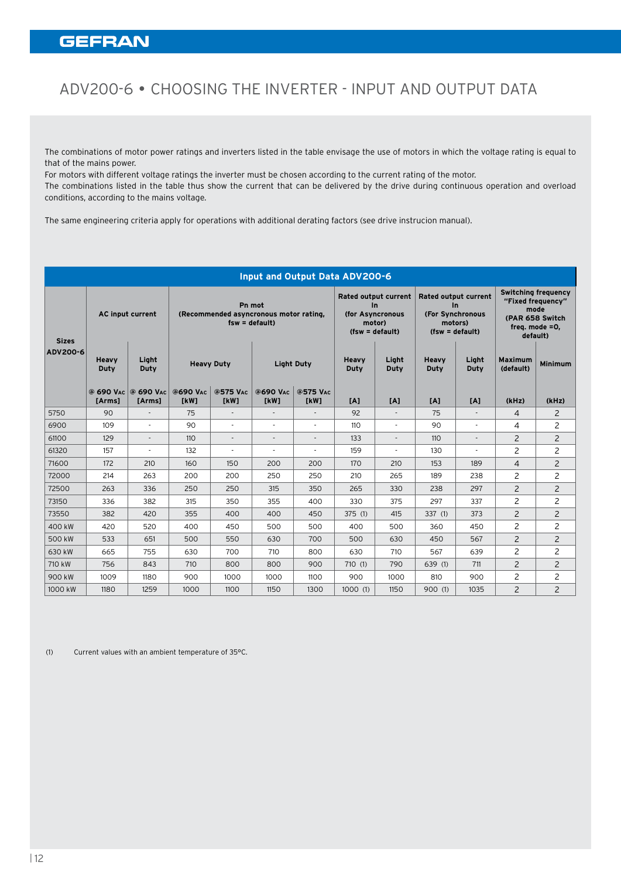# ADV200-6 • CHOOSING THE INVERTER - INPUT AND OUTPUT DATA

The combinations of motor power ratings and inverters listed in the table envisage the use of motors in which the voltage rating is equal to that of the mains power.
For motors with different voltage ratings the inverter must be chosen according to the current rating of the motor.
The combinations listed in the table thus show the current that can be delivered by the drive during continuous operation and overload conditions, according to the mains voltage.

The same engineering criteria apply for operations with additional derating factors (see drive instrucion manual).

**Input and Output Data ADV200-6**

| Sizes ADV200-6 | AC input current | | Pn mot (Recommended asyncronous motor rating, fsw = default) | | | | Rated output current In (for Asyncronous motor) (fsw = default) | | Rated output current In (For Synchronous motors) (fsw = default) | | Switching frequency "Fixed frequency" mode (PAR 658 Switch freq. mode =0, default) | |
|---|---|---|---|---|---|---|---|---|---|---|---|---|
| | Heavy Duty | Light Duty | Heavy Duty | | Light Duty | | Heavy Duty | Light Duty | Heavy Duty | Light Duty | Maximum (default) | Minimum |
| | @ 690 Vac [Arms] | @ 690 Vac [Arms] | @690 Vac [kW] | @575 Vac [kW] | @690 Vac [kW] | @575 Vac [kW] | [A] | [A] | [A] | [A] | (kHz) | (kHz) |
| 5750 | 90 | - | 75 | - | - | - | 92 | - | 75 | - | 4 | 2 |
| 6900 | 109 | - | 90 | - | - | - | 110 | - | 90 | - | 4 | 2 |
| 61100 | 129 | - | 110 | - | - | - | 133 | - | 110 | - | 2 | 2 |
| 61320 | 157 | - | 132 | - | - | - | 159 | - | 130 | - | 2 | 2 |
| 71600 | 172 | 210 | 160 | 150 | 200 | 200 | 170 | 210 | 153 | 189 | 4 | 2 |
| 72000 | 214 | 263 | 200 | 200 | 250 | 250 | 210 | 265 | 189 | 238 | 2 | 2 |
| 72500 | 263 | 336 | 250 | 250 | 315 | 350 | 265 | 330 | 238 | 297 | 2 | 2 |
| 73150 | 336 | 382 | 315 | 350 | 355 | 400 | 330 | 375 | 297 | 337 | 2 | 2 |
| 73550 | 382 | 420 | 355 | 400 | 400 | 450 | 375 (1) | 415 | 337 (1) | 373 | 2 | 2 |
| 400 kW | 420 | 520 | 400 | 450 | 500 | 500 | 400 | 500 | 360 | 450 | 2 | 2 |
| 500 kW | 533 | 651 | 500 | 550 | 630 | 700 | 500 | 630 | 450 | 567 | 2 | 2 |
| 630 kW | 665 | 755 | 630 | 700 | 710 | 800 | 630 | 710 | 567 | 639 | 2 | 2 |
| 710 kW | 756 | 843 | 710 | 800 | 800 | 900 | 710 (1) | 790 | 639 (1) | 711 | 2 | 2 |
| 900 kW | 1009 | 1180 | 900 | 1000 | 1000 | 1100 | 900 | 1000 | 810 | 900 | 2 | 2 |
| 1000 kW | 1180 | 1259 | 1000 | 1100 | 1150 | 1300 | 1000 (1) | 1150 | 900 (1) | 1035 | 2 | 2 |

(1) Current values with an ambient temperature of 35°C.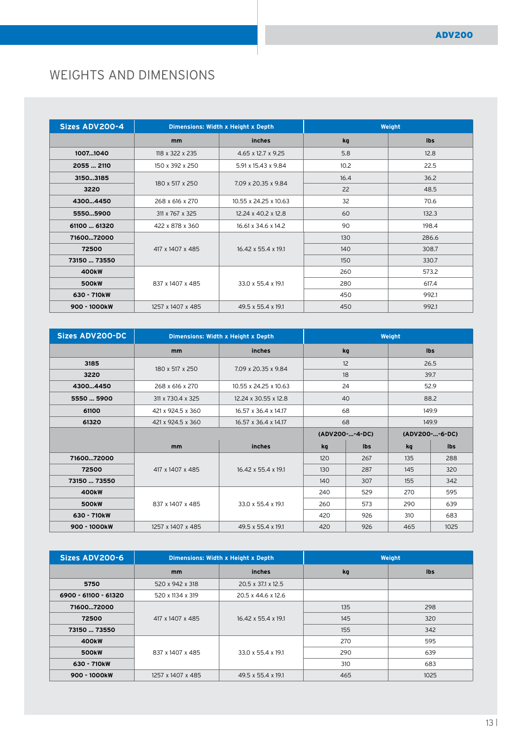# WEIGHTS AND DIMENSIONS

| Sizes ADV200-4 | Dimensions: Width x Height x Depth | | Weight | |
|---|---|---|---|---|
| | mm | inches | kg | lbs |
| 1007...1040 | 118 x 322 x 235 | 4.65 x 12.7 x 9.25 | 5.8 | 12.8 |
| 2055 ... 2110 | 150 x 392 x 250 | 5.91 x 15.43 x 9.84 | 10.2 | 22.5 |
| 3150...3185 | 180 x 517 x 250 | 7.09 x 20.35 x 9.84 | 16.4 | 36.2 |
| 3220 | | | 22 | 48.5 |
| 4300...4450 | 268 x 616 x 270 | 10.55 x 24.25 x 10.63 | 32 | 70.6 |
| 5550...5900 | 311 x 767 x 325 | 12.24 x 40.2 x 12.8 | 60 | 132.3 |
| 61100 ... 61320 | 422 x 878 x 360 | 16.61 x 34.6 x 14.2 | 90 | 198.4 |
| 71600...72000 | 417 x 1407 x 485 | 16.42 x 55.4 x 19.1 | 130 | 286.6 |
| 72500 | | | 140 | 308.7 |
| 73150 ... 73550 | | | 150 | 330.7 |
| 400kW | 837 x 1407 x 485 | 33.0 x 55.4 x 19.1 | 260 | 573.2 |
| 500kW | | | 280 | 617.4 |
| 630 - 710kW | | | 450 | 992.1 |
| 900 - 1000kW | 1257 x 1407 x 485 | 49.5 x 55.4 x 19.1 | 450 | 992.1 |

| Sizes ADV200-DC | Dimensions: Width x Height x Depth | | Weight | | | |
|---|---|---|---|---|---|---|
| | mm | inches | kg | | lbs | |
| 3185 | 180 x 517 x 250 | 7.09 x 20.35 x 9.84 | 12 | | 26.5 | |
| 3220 | | | 18 | | 39.7 | |
| 4300...4450 | 268 x 616 x 270 | 10.55 x 24.25 x 10.63 | 24 | | 52.9 | |
| 5550 ... 5900 | 311 x 730.4 x 325 | 12.24 x 30.55 x 12.8 | 40 | | 88.2 | |
| 61100 | 421 x 924.5 x 360 | 16.57 x 36.4 x 14.17 | 68 | | 149.9 | |
| 61320 | 421 x 924.5 x 360 | 16.57 x 36.4 x 14.17 | 68 | | 149.9 | |
| | | | (ADV200-...-4-DC) | | (ADV200-...-6-DC) | |
| | mm | inches | kg | lbs | kg | lbs |
| 71600...72000 | 417 x 1407 x 485 | 16.42 x 55.4 x 19.1 | 120 | 267 | 135 | 288 |
| 72500 | | | 130 | 287 | 145 | 320 |
| 73150 ... 73550 | | | 140 | 307 | 155 | 342 |
| 400kW | 837 x 1407 x 485 | 33.0 x 55.4 x 19.1 | 240 | 529 | 270 | 595 |
| 500kW | | | 260 | 573 | 290 | 639 |
| 630 - 710kW | | | 420 | 926 | 310 | 683 |
| 900 - 1000kW | 1257 x 1407 x 485 | 49.5 x 55.4 x 19.1 | 420 | 926 | 465 | 1025 |

| Sizes ADV200-6 | Dimensions: Width x Height x Depth | | Weight | |
|---|---|---|---|---|
| | mm | inches | kg | lbs |
| 5750 | 520 x 942 x 318 | 20.5 x 37.1 x 12.5 | | |
| 6900 - 61100 - 61320 | 520 x 1134 x 319 | 20.5 x 44.6 x 12.6 | | |
| 71600...72000 | 417 x 1407 x 485 | 16.42 x 55.4 x 19.1 | 135 | 298 |
| 72500 | | | 145 | 320 |
| 73150 ... 73550 | | | 155 | 342 |
| 400kW | 837 x 1407 x 485 | 33.0 x 55.4 x 19.1 | 270 | 595 |
| 500kW | | | 290 | 639 |
| 630 - 710kW | | | 310 | 683 |
| 900 - 1000kW | 1257 x 1407 x 485 | 49.5 x 55.4 x 19.1 | 465 | 1025 |